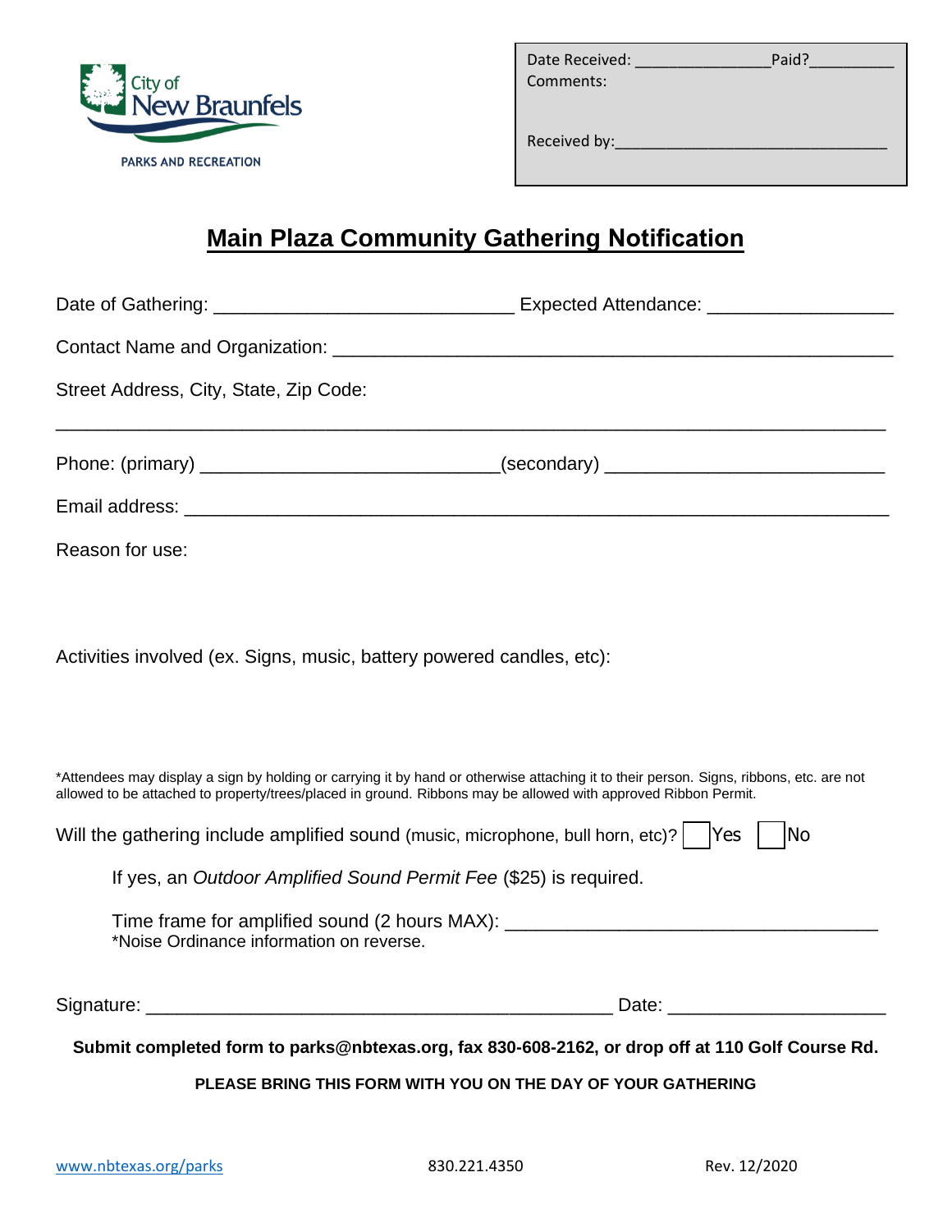City of New Braunfels
PARKS AND RECREATION

Date Received: _______________ Paid?_________
Comments:

Received by:________________________________

# Main Plaza Community Gathering Notification

Date of Gathering: ____________________________ Expected Attendance: _________________

Contact Name and Organization: ______________________________________________________

Street Address, City, State, Zip Code:

_____________________________________________________________________________

Phone: (primary) ____________________________(secondary) __________________________

Email address: _________________________________________________________________

Reason for use:

Activities involved (ex. Signs, music, battery powered candles, etc):

*Attendees may display a sign by holding or carrying it by hand or otherwise attaching it to their person. Signs, ribbons, etc. are not allowed to be attached to property/trees/placed in ground. Ribbons may be allowed with approved Ribbon Permit.

Will the gathering include amplified sound (music, microphone, bull horn, etc)? ☐ Yes ☐ No

If yes, an *Outdoor Amplified Sound Permit Fee* ($25) is required.

Time frame for amplified sound (2 hours MAX): ___________________________________
*Noise Ordinance information on reverse.

Signature: ___________________________________________ Date: ____________________

**Submit completed form to parks@nbtexas.org, fax 830-608-2162, or drop off at 110 Golf Course Rd.**

**PLEASE BRING THIS FORM WITH YOU ON THE DAY OF YOUR GATHERING**

www.nbtexas.org/parks 830.221.4350 Rev. 12/2020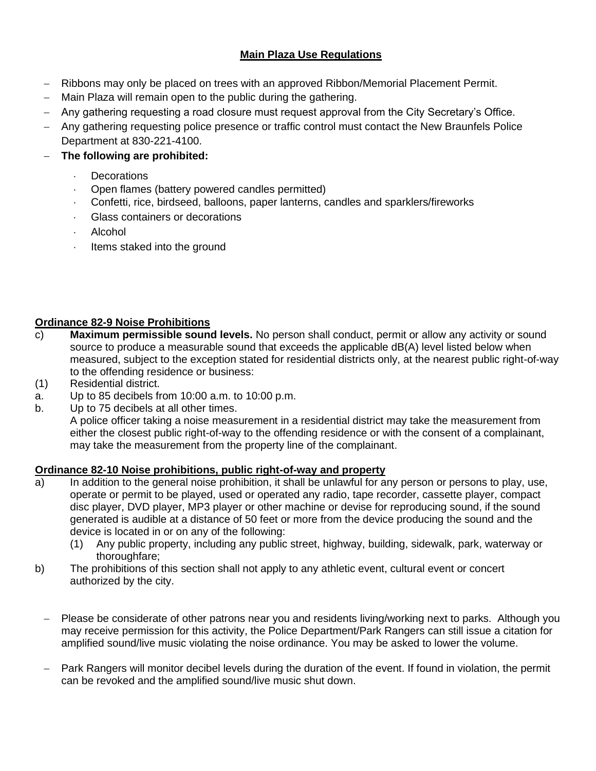## Main Plaza Use Regulations

- Ribbons may only be placed on trees with an approved Ribbon/Memorial Placement Permit.
- Main Plaza will remain open to the public during the gathering.
- Any gathering requesting a road closure must request approval from the City Secretary's Office.
- Any gathering requesting police presence or traffic control must contact the New Braunfels Police Department at 830-221-4100.
- **The following are prohibited:**
  - Decorations
  - Open flames (battery powered candles permitted)
  - Confetti, rice, birdseed, balloons, paper lanterns, candles and sparklers/fireworks
  - Glass containers or decorations
  - Alcohol
  - Items staked into the ground

### Ordinance 82-9 Noise Prohibitions

c) **Maximum permissible sound levels.** No person shall conduct, permit or allow any activity or sound source to produce a measurable sound that exceeds the applicable dB(A) level listed below when measured, subject to the exception stated for residential districts only, at the nearest public right-of-way to the offending residence or business:

(1) Residential district.

a. Up to 85 decibels from 10:00 a.m. to 10:00 p.m.

b. Up to 75 decibels at all other times.

A police officer taking a noise measurement in a residential district may take the measurement from either the closest public right-of-way to the offending residence or with the consent of a complainant, may take the measurement from the property line of the complainant.

### Ordinance 82-10 Noise prohibitions, public right-of-way and property

a) In addition to the general noise prohibition, it shall be unlawful for any person or persons to play, use, operate or permit to be played, used or operated any radio, tape recorder, cassette player, compact disc player, DVD player, MP3 player or other machine or devise for reproducing sound, if the sound generated is audible at a distance of 50 feet or more from the device producing the sound and the device is located in or on any of the following:

(1) Any public property, including any public street, highway, building, sidewalk, park, waterway or thoroughfare;

b) The prohibitions of this section shall not apply to any athletic event, cultural event or concert authorized by the city.

- Please be considerate of other patrons near you and residents living/working next to parks. Although you may receive permission for this activity, the Police Department/Park Rangers can still issue a citation for amplified sound/live music violating the noise ordinance. You may be asked to lower the volume.

- Park Rangers will monitor decibel levels during the duration of the event. If found in violation, the permit can be revoked and the amplified sound/live music shut down.